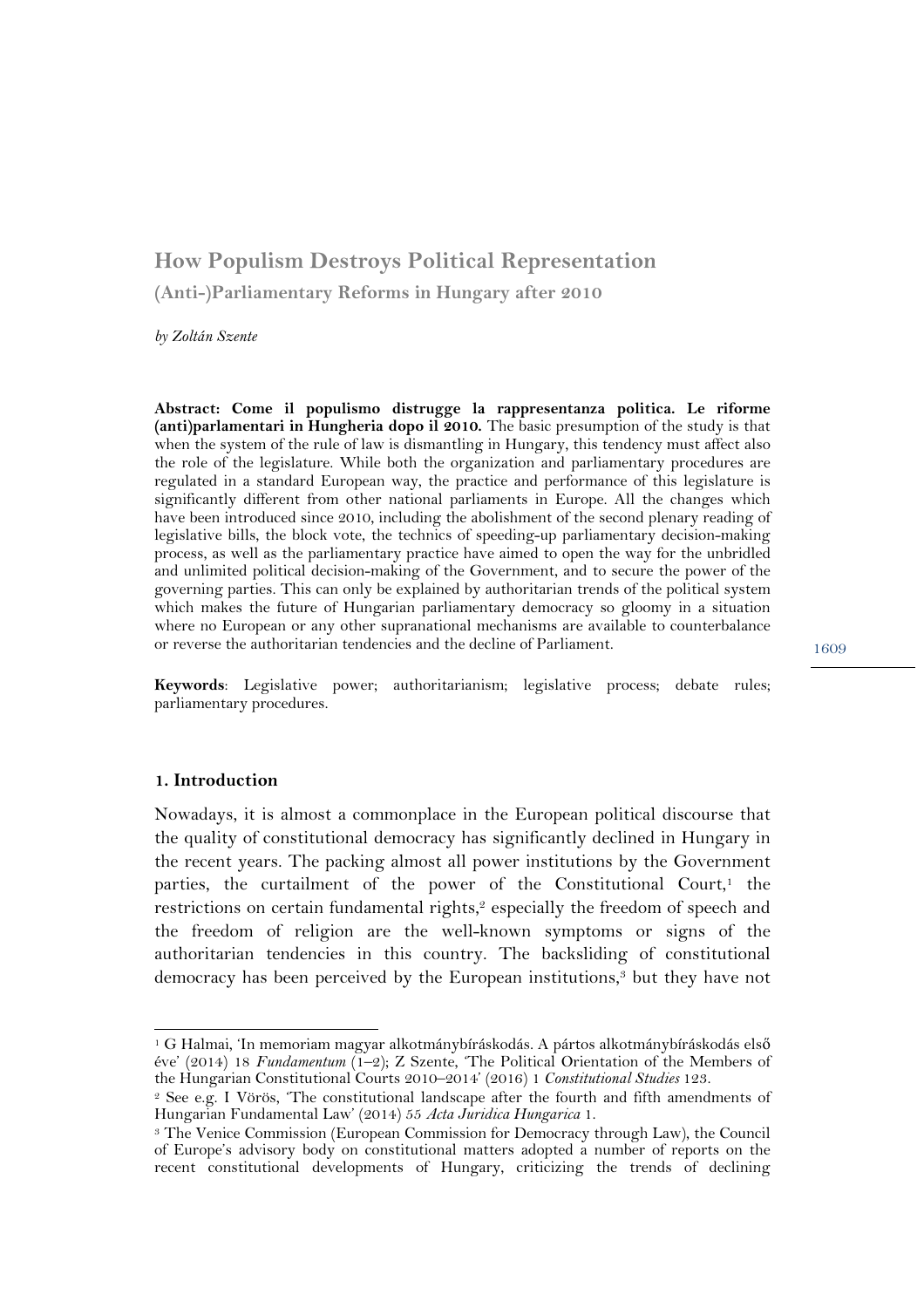# How Populism Destroys Political Representation

## (Anti-)Parliamentary Reforms in Hungary after 2010

*by Zoltán Szente*

**Abstract: Come il populismo distrugge la rappresentanza politica. Le riforme (anti)parlamentari in Hungheria dopo il 2010.** The basic presumption of the study is that when the system of the rule of law is dismantling in Hungary, this tendency must affect also the role of the legislature. While both the organization and parliamentary procedures are regulated in a standard European way, the practice and performance of this legislature is significantly different from other national parliaments in Europe. All the changes which have been introduced since 2010, including the abolishment of the second plenary reading of legislative bills, the block vote, the technics of speeding-up parliamentary decision-making process, as well as the parliamentary practice have aimed to open the way for the unbridled and unlimited political decision-making of the Government, and to secure the power of the governing parties. This can only be explained by authoritarian trends of the political system which makes the future of Hungarian parliamentary democracy so gloomy in a situation where no European or any other supranational mechanisms are available to counterbalance or reverse the authoritarian tendencies and the decline of Parliament.

**Keywords**: Legislative power; authoritarianism; legislative process; debate rules; parliamentary procedures.

## 1. Introduction

Nowadays, it is almost a commonplace in the European political discourse that the quality of constitutional democracy has significantly declined in Hungary in the recent years. The packing almost all power institutions by the Government parties, the curtailment of the power of the Constitutional Court,[1] the restrictions on certain fundamental rights,[2] especially the freedom of speech and the freedom of religion are the well-known symptoms or signs of the authoritarian tendencies in this country. The backsliding of constitutional democracy has been perceived by the European institutions,[3] but they have not

---

[1] G Halmai, 'In memoriam magyar alkotmánybíráskodás. A pártos alkotmánybíráskodás első éve' (2014) 18 *Fundamentum* (1–2); Z Szente, 'The Political Orientation of the Members of the Hungarian Constitutional Courts 2010–2014' (2016) 1 *Constitutional Studies* 123.

[2] See e.g. I Vörös, 'The constitutional landscape after the fourth and fifth amendments of Hungarian Fundamental Law' (2014) 55 *Acta Juridica Hungarica* 1.

[3] The Venice Commission (European Commission for Democracy through Law), the Council of Europe's advisory body on constitutional matters adopted a number of reports on the recent constitutional developments of Hungary, criticizing the trends of declining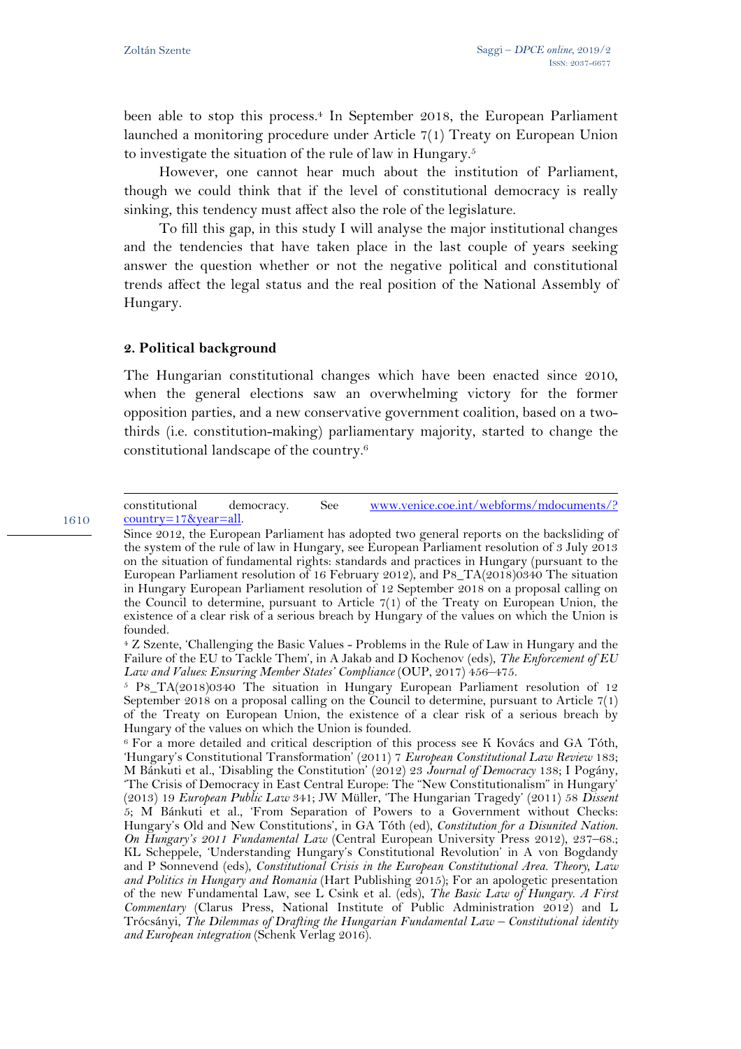been able to stop this process.[4] In September 2018, the European Parliament launched a monitoring procedure under Article 7(1) Treaty on European Union to investigate the situation of the rule of law in Hungary.[5]

However, one cannot hear much about the institution of Parliament, though we could think that if the level of constitutional democracy is really sinking, this tendency must affect also the role of the legislature.

To fill this gap, in this study I will analyse the major institutional changes and the tendencies that have taken place in the last couple of years seeking answer the question whether or not the negative political and constitutional trends affect the legal status and the real position of the National Assembly of Hungary.

## 2. Political background

The Hungarian constitutional changes which have been enacted since 2010, when the general elections saw an overwhelming victory for the former opposition parties, and a new conservative government coalition, based on a two-thirds (i.e. constitution-making) parliamentary majority, started to change the constitutional landscape of the country.[6]

---

constitutional democracy. See www.venice.coe.int/webforms/mdocuments/?country=17&year=all.

Since 2012, the European Parliament has adopted two general reports on the backsliding of the system of the rule of law in Hungary, see European Parliament resolution of 3 July 2013 on the situation of fundamental rights: standards and practices in Hungary (pursuant to the European Parliament resolution of 16 February 2012), and P8_TA(2018)0340 The situation in Hungary European Parliament resolution of 12 September 2018 on a proposal calling on the Council to determine, pursuant to Article 7(1) of the Treaty on European Union, the existence of a clear risk of a serious breach by Hungary of the values on which the Union is founded.

[4] Z Szente, 'Challenging the Basic Values - Problems in the Rule of Law in Hungary and the Failure of the EU to Tackle Them', in A Jakab and D Kochenov (eds), *The Enforcement of EU Law and Values: Ensuring Member States' Compliance* (OUP, 2017) 456–475.

[5] P8_TA(2018)0340 The situation in Hungary European Parliament resolution of 12 September 2018 on a proposal calling on the Council to determine, pursuant to Article 7(1) of the Treaty on European Union, the existence of a clear risk of a serious breach by Hungary of the values on which the Union is founded.

[6] For a more detailed and critical description of this process see K Kovács and GA Tóth, 'Hungary's Constitutional Transformation' (2011) 7 *European Constitutional Law Review* 183; M Bánkuti et al., 'Disabling the Constitution' (2012) 23 *Journal of Democracy* 138; I Pogány, 'The Crisis of Democracy in East Central Europe: The "New Constitutionalism" in Hungary' (2013) 19 *European Public Law* 341; JW Müller, 'The Hungarian Tragedy' (2011) 58 *Dissent* 5; M Bánkuti et al., 'From Separation of Powers to a Government without Checks: Hungary's Old and New Constitutions', in GA Tóth (ed), *Constitution for a Disunited Nation. On Hungary's 2011 Fundamental Law* (Central European University Press 2012), 237–68.; KL Scheppele, 'Understanding Hungary's Constitutional Revolution' in A von Bogdandy and P Sonnevend (eds), *Constitutional Crisis in the European Constitutional Area. Theory, Law and Politics in Hungary and Romania* (Hart Publishing 2015); For an apologetic presentation of the new Fundamental Law, see L Csink et al. (eds), *The Basic Law of Hungary. A First Commentary* (Clarus Press, National Institute of Public Administration 2012) and L Trócsányi, *The Dilemmas of Drafting the Hungarian Fundamental Law – Constitutional identity and European integration* (Schenk Verlag 2016).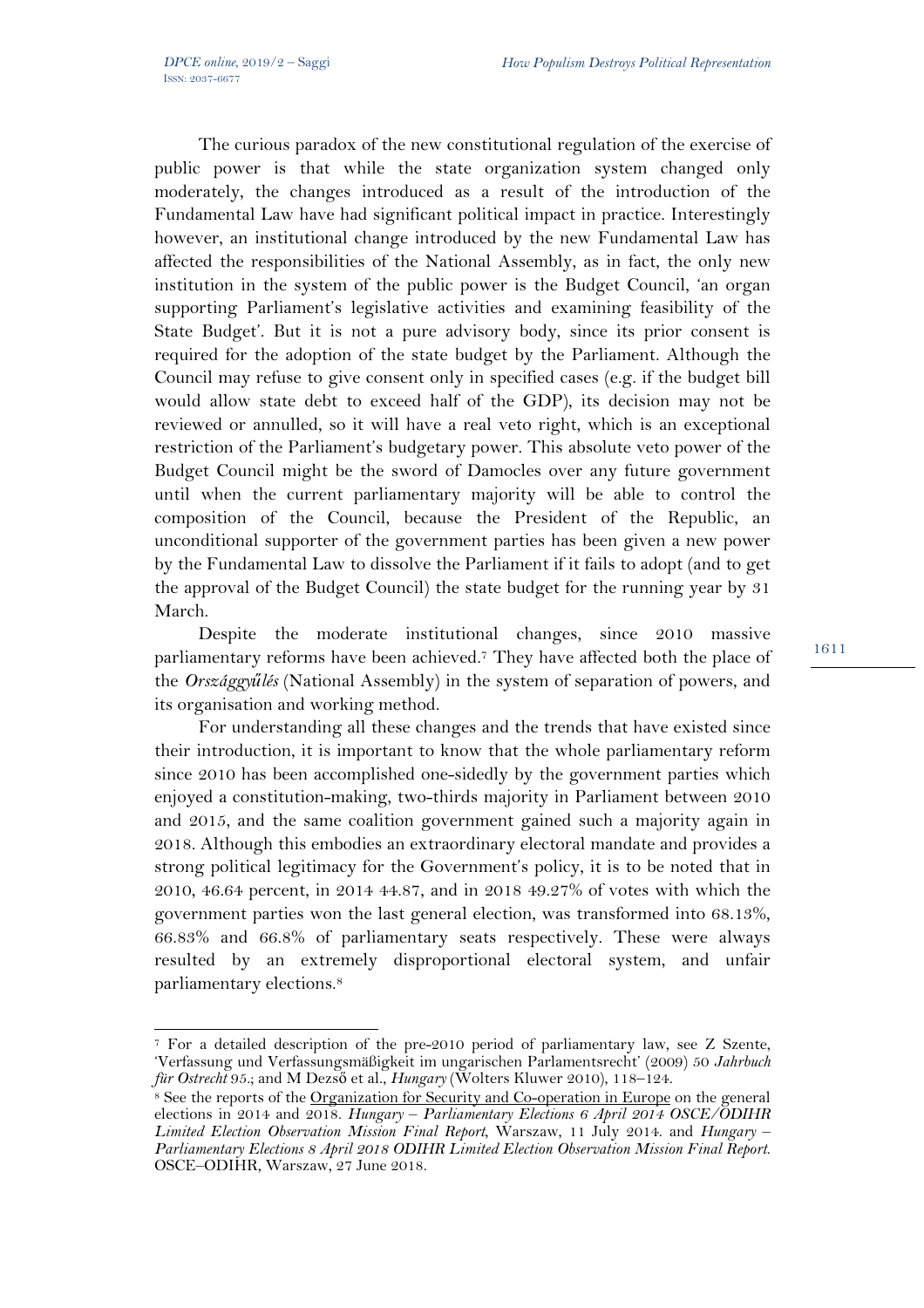The curious paradox of the new constitutional regulation of the exercise of public power is that while the state organization system changed only moderately, the changes introduced as a result of the introduction of the Fundamental Law have had significant political impact in practice. Interestingly however, an institutional change introduced by the new Fundamental Law has affected the responsibilities of the National Assembly, as in fact, the only new institution in the system of the public power is the Budget Council, 'an organ supporting Parliament's legislative activities and examining feasibility of the State Budget'. But it is not a pure advisory body, since its prior consent is required for the adoption of the state budget by the Parliament. Although the Council may refuse to give consent only in specified cases (e.g. if the budget bill would allow state debt to exceed half of the GDP), its decision may not be reviewed or annulled, so it will have a real veto right, which is an exceptional restriction of the Parliament's budgetary power. This absolute veto power of the Budget Council might be the sword of Damocles over any future government until when the current parliamentary majority will be able to control the composition of the Council, because the President of the Republic, an unconditional supporter of the government parties has been given a new power by the Fundamental Law to dissolve the Parliament if it fails to adopt (and to get the approval of the Budget Council) the state budget for the running year by 31 March.

Despite the moderate institutional changes, since 2010 massive parliamentary reforms have been achieved.[7] They have affected both the place of the *Országgyűlés* (National Assembly) in the system of separation of powers, and its organisation and working method.

For understanding all these changes and the trends that have existed since their introduction, it is important to know that the whole parliamentary reform since 2010 has been accomplished one-sidedly by the government parties which enjoyed a constitution-making, two-thirds majority in Parliament between 2010 and 2015, and the same coalition government gained such a majority again in 2018. Although this embodies an extraordinary electoral mandate and provides a strong political legitimacy for the Government's policy, it is to be noted that in 2010, 46.64 percent, in 2014 44.87, and in 2018 49.27% of votes with which the government parties won the last general election, was transformed into 68.13%, 66.83% and 66.8% of parliamentary seats respectively. These were always resulted by an extremely disproportional electoral system, and unfair parliamentary elections.[8]

---

[7] For a detailed description of the pre-2010 period of parliamentary law, see Z Szente, 'Verfassung und Verfassungsmäßigkeit im ungarischen Parlamentsrecht' (2009) 50 *Jahrbuch für Ostrecht* 95.; and M Dezső et al., *Hungary* (Wolters Kluwer 2010), 118–124.

[8] See the reports of the Organization for Security and Co-operation in Europe on the general elections in 2014 and 2018. *Hungary – Parliamentary Elections 6 April 2014 OSCE/ODIHR Limited Election Observation Mission Final Report*, Warszaw, 11 July 2014. and *Hungary – Parliamentary Elections 8 April 2018 ODIHR Limited Election Observation Mission Final Report*. OSCE–ODIHR, Warszaw, 27 June 2018.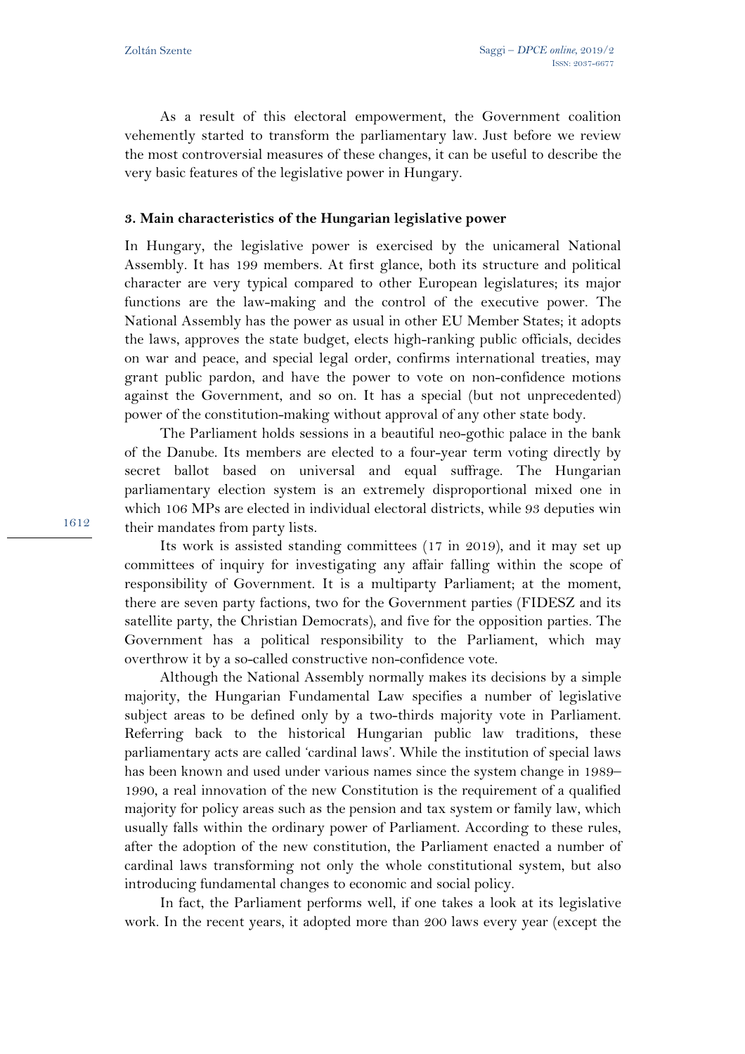As a result of this electoral empowerment, the Government coalition vehemently started to transform the parliamentary law. Just before we review the most controversial measures of these changes, it can be useful to describe the very basic features of the legislative power in Hungary.

### 3. Main characteristics of the Hungarian legislative power

In Hungary, the legislative power is exercised by the unicameral National Assembly. It has 199 members. At first glance, both its structure and political character are very typical compared to other European legislatures; its major functions are the law-making and the control of the executive power. The National Assembly has the power as usual in other EU Member States; it adopts the laws, approves the state budget, elects high-ranking public officials, decides on war and peace, and special legal order, confirms international treaties, may grant public pardon, and have the power to vote on non-confidence motions against the Government, and so on. It has a special (but not unprecedented) power of the constitution-making without approval of any other state body.

The Parliament holds sessions in a beautiful neo-gothic palace in the bank of the Danube. Its members are elected to a four-year term voting directly by secret ballot based on universal and equal suffrage. The Hungarian parliamentary election system is an extremely disproportional mixed one in which 106 MPs are elected in individual electoral districts, while 93 deputies win their mandates from party lists.

Its work is assisted standing committees (17 in 2019), and it may set up committees of inquiry for investigating any affair falling within the scope of responsibility of Government. It is a multiparty Parliament; at the moment, there are seven party factions, two for the Government parties (FIDESZ and its satellite party, the Christian Democrats), and five for the opposition parties. The Government has a political responsibility to the Parliament, which may overthrow it by a so-called constructive non-confidence vote.

Although the National Assembly normally makes its decisions by a simple majority, the Hungarian Fundamental Law specifies a number of legislative subject areas to be defined only by a two-thirds majority vote in Parliament. Referring back to the historical Hungarian public law traditions, these parliamentary acts are called 'cardinal laws'. While the institution of special laws has been known and used under various names since the system change in 1989–1990, a real innovation of the new Constitution is the requirement of a qualified majority for policy areas such as the pension and tax system or family law, which usually falls within the ordinary power of Parliament. According to these rules, after the adoption of the new constitution, the Parliament enacted a number of cardinal laws transforming not only the whole constitutional system, but also introducing fundamental changes to economic and social policy.

In fact, the Parliament performs well, if one takes a look at its legislative work. In the recent years, it adopted more than 200 laws every year (except the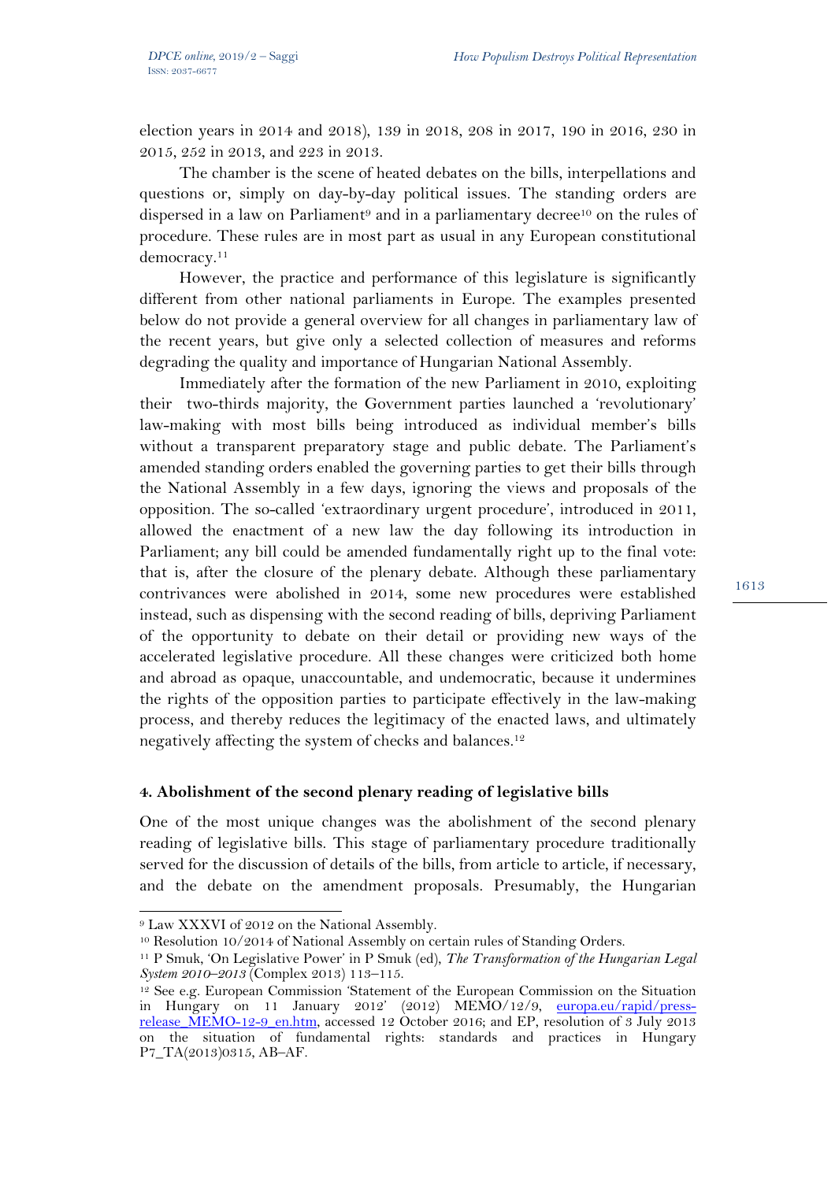election years in 2014 and 2018), 139 in 2018, 208 in 2017, 190 in 2016, 230 in 2015, 252 in 2013, and 223 in 2013.

The chamber is the scene of heated debates on the bills, interpellations and questions or, simply on day-by-day political issues. The standing orders are dispersed in a law on Parliament[9] and in a parliamentary decree[10] on the rules of procedure. These rules are in most part as usual in any European constitutional democracy.[11]

However, the practice and performance of this legislature is significantly different from other national parliaments in Europe. The examples presented below do not provide a general overview for all changes in parliamentary law of the recent years, but give only a selected collection of measures and reforms degrading the quality and importance of Hungarian National Assembly.

Immediately after the formation of the new Parliament in 2010, exploiting their two-thirds majority, the Government parties launched a 'revolutionary' law-making with most bills being introduced as individual member's bills without a transparent preparatory stage and public debate. The Parliament's amended standing orders enabled the governing parties to get their bills through the National Assembly in a few days, ignoring the views and proposals of the opposition. The so-called 'extraordinary urgent procedure', introduced in 2011, allowed the enactment of a new law the day following its introduction in Parliament; any bill could be amended fundamentally right up to the final vote: that is, after the closure of the plenary debate. Although these parliamentary contrivances were abolished in 2014, some new procedures were established instead, such as dispensing with the second reading of bills, depriving Parliament of the opportunity to debate on their detail or providing new ways of the accelerated legislative procedure. All these changes were criticized both home and abroad as opaque, unaccountable, and undemocratic, because it undermines the rights of the opposition parties to participate effectively in the law-making process, and thereby reduces the legitimacy of the enacted laws, and ultimately negatively affecting the system of checks and balances.[12]

### 4. Abolishment of the second plenary reading of legislative bills

One of the most unique changes was the abolishment of the second plenary reading of legislative bills. This stage of parliamentary procedure traditionally served for the discussion of details of the bills, from article to article, if necessary, and the debate on the amendment proposals. Presumably, the Hungarian

---

[9] Law XXXVI of 2012 on the National Assembly.

[10] Resolution 10/2014 of National Assembly on certain rules of Standing Orders.

[11] P Smuk, 'On Legislative Power' in P Smuk (ed), *The Transformation of the Hungarian Legal System 2010–2013* (Complex 2013) 113–115.

[12] See e.g. European Commission 'Statement of the European Commission on the Situation in Hungary on 11 January 2012' (2012) MEMO/12/9, europa.eu/rapid/press-release_MEMO-12-9_en.htm, accessed 12 October 2016; and EP, resolution of 3 July 2013 on the situation of fundamental rights: standards and practices in Hungary P7_TA(2013)0315, AB–AF.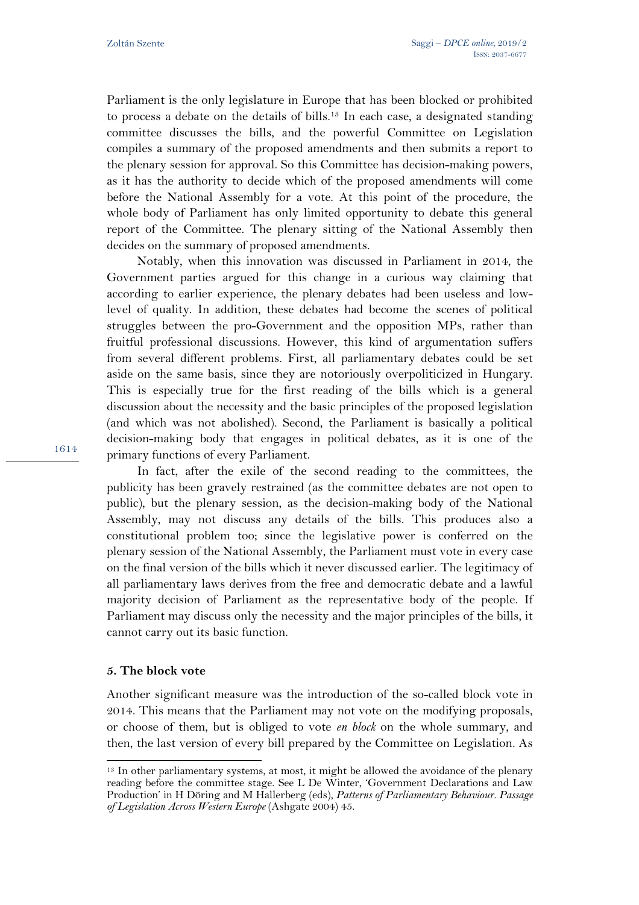Parliament is the only legislature in Europe that has been blocked or prohibited to process a debate on the details of bills.[13] In each case, a designated standing committee discusses the bills, and the powerful Committee on Legislation compiles a summary of the proposed amendments and then submits a report to the plenary session for approval. So this Committee has decision-making powers, as it has the authority to decide which of the proposed amendments will come before the National Assembly for a vote. At this point of the procedure, the whole body of Parliament has only limited opportunity to debate this general report of the Committee. The plenary sitting of the National Assembly then decides on the summary of proposed amendments.

Notably, when this innovation was discussed in Parliament in 2014, the Government parties argued for this change in a curious way claiming that according to earlier experience, the plenary debates had been useless and low-level of quality. In addition, these debates had become the scenes of political struggles between the pro-Government and the opposition MPs, rather than fruitful professional discussions. However, this kind of argumentation suffers from several different problems. First, all parliamentary debates could be set aside on the same basis, since they are notoriously overpoliticized in Hungary. This is especially true for the first reading of the bills which is a general discussion about the necessity and the basic principles of the proposed legislation (and which was not abolished). Second, the Parliament is basically a political decision-making body that engages in political debates, as it is one of the primary functions of every Parliament.

In fact, after the exile of the second reading to the committees, the publicity has been gravely restrained (as the committee debates are not open to public), but the plenary session, as the decision-making body of the National Assembly, may not discuss any details of the bills. This produces also a constitutional problem too; since the legislative power is conferred on the plenary session of the National Assembly, the Parliament must vote in every case on the final version of the bills which it never discussed earlier. The legitimacy of all parliamentary laws derives from the free and democratic debate and a lawful majority decision of Parliament as the representative body of the people. If Parliament may discuss only the necessity and the major principles of the bills, it cannot carry out its basic function.

## 5. The block vote

Another significant measure was the introduction of the so-called block vote in 2014. This means that the Parliament may not vote on the modifying proposals, or choose of them, but is obliged to vote *en block* on the whole summary, and then, the last version of every bill prepared by the Committee on Legislation. As

---

[13] In other parliamentary systems, at most, it might be allowed the avoidance of the plenary reading before the committee stage. See L De Winter, 'Government Declarations and Law Production' in H Döring and M Hallerberg (eds), *Patterns of Parliamentary Behaviour. Passage of Legislation Across Western Europe* (Ashgate 2004) 45.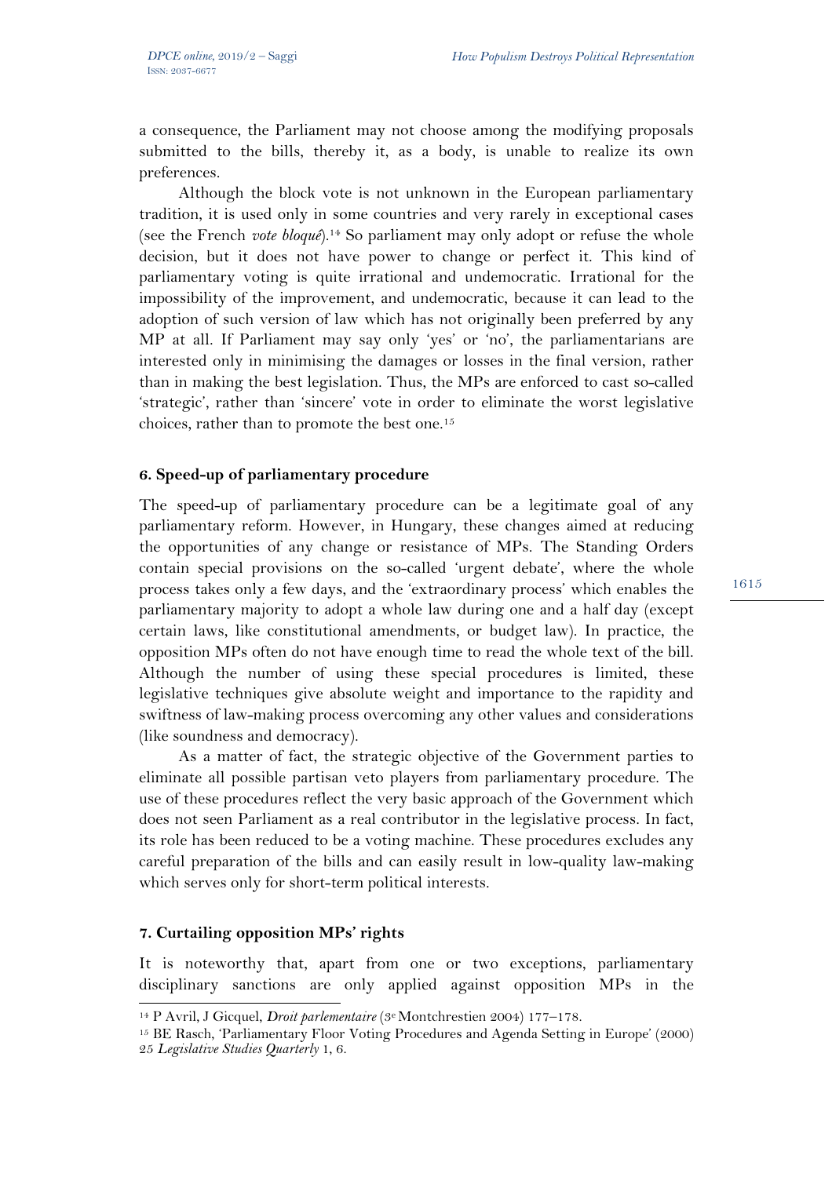a consequence, the Parliament may not choose among the modifying proposals submitted to the bills, thereby it, as a body, is unable to realize its own preferences.

Although the block vote is not unknown in the European parliamentary tradition, it is used only in some countries and very rarely in exceptional cases (see the French *vote bloqué*).[14] So parliament may only adopt or refuse the whole decision, but it does not have power to change or perfect it. This kind of parliamentary voting is quite irrational and undemocratic. Irrational for the impossibility of the improvement, and undemocratic, because it can lead to the adoption of such version of law which has not originally been preferred by any MP at all. If Parliament may say only 'yes' or 'no', the parliamentarians are interested only in minimising the damages or losses in the final version, rather than in making the best legislation. Thus, the MPs are enforced to cast so-called 'strategic', rather than 'sincere' vote in order to eliminate the worst legislative choices, rather than to promote the best one.[15]

### 6. Speed-up of parliamentary procedure

The speed-up of parliamentary procedure can be a legitimate goal of any parliamentary reform. However, in Hungary, these changes aimed at reducing the opportunities of any change or resistance of MPs. The Standing Orders contain special provisions on the so-called 'urgent debate', where the whole process takes only a few days, and the 'extraordinary process' which enables the parliamentary majority to adopt a whole law during one and a half day (except certain laws, like constitutional amendments, or budget law). In practice, the opposition MPs often do not have enough time to read the whole text of the bill. Although the number of using these special procedures is limited, these legislative techniques give absolute weight and importance to the rapidity and swiftness of law-making process overcoming any other values and considerations (like soundness and democracy).

As a matter of fact, the strategic objective of the Government parties to eliminate all possible partisan veto players from parliamentary procedure. The use of these procedures reflect the very basic approach of the Government which does not seen Parliament as a real contributor in the legislative process. In fact, its role has been reduced to be a voting machine. These procedures excludes any careful preparation of the bills and can easily result in low-quality law-making which serves only for short-term political interests.

### 7. Curtailing opposition MPs' rights

It is noteworthy that, apart from one or two exceptions, parliamentary disciplinary sanctions are only applied against opposition MPs in the

---

[14] P Avril, J Gicquel, *Droit parlementaire* (3e Montchrestien 2004) 177–178.

[15] BE Rasch, 'Parliamentary Floor Voting Procedures and Agenda Setting in Europe' (2000) 25 *Legislative Studies Quarterly* 1, 6.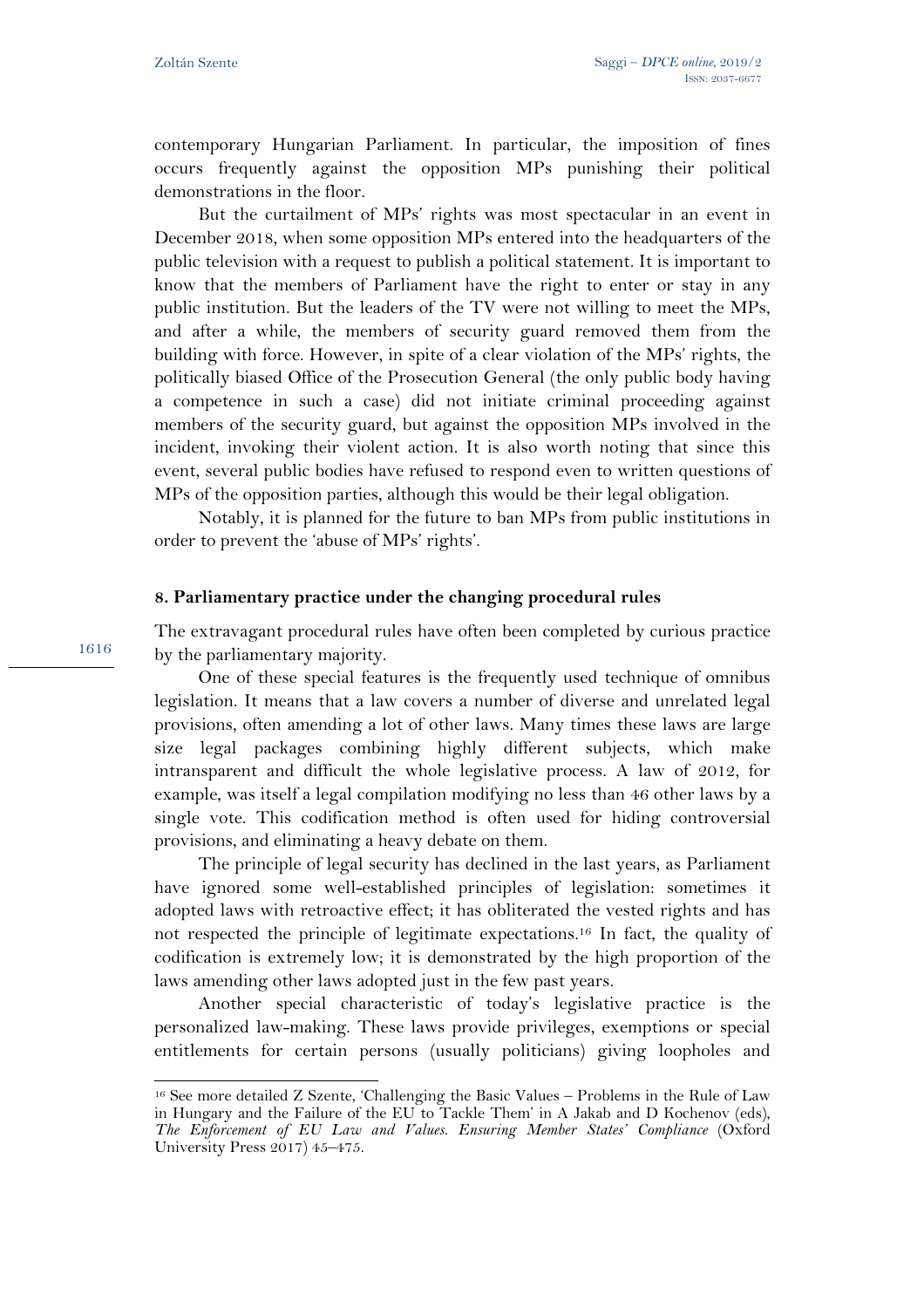contemporary Hungarian Parliament. In particular, the imposition of fines occurs frequently against the opposition MPs punishing their political demonstrations in the floor.

But the curtailment of MPs' rights was most spectacular in an event in December 2018, when some opposition MPs entered into the headquarters of the public television with a request to publish a political statement. It is important to know that the members of Parliament have the right to enter or stay in any public institution. But the leaders of the TV were not willing to meet the MPs, and after a while, the members of security guard removed them from the building with force. However, in spite of a clear violation of the MPs' rights, the politically biased Office of the Prosecution General (the only public body having a competence in such a case) did not initiate criminal proceeding against members of the security guard, but against the opposition MPs involved in the incident, invoking their violent action. It is also worth noting that since this event, several public bodies have refused to respond even to written questions of MPs of the opposition parties, although this would be their legal obligation.

Notably, it is planned for the future to ban MPs from public institutions in order to prevent the 'abuse of MPs' rights'.

## 8. Parliamentary practice under the changing procedural rules

The extravagant procedural rules have often been completed by curious practice by the parliamentary majority.

One of these special features is the frequently used technique of omnibus legislation. It means that a law covers a number of diverse and unrelated legal provisions, often amending a lot of other laws. Many times these laws are large size legal packages combining highly different subjects, which make intransparent and difficult the whole legislative process. A law of 2012, for example, was itself a legal compilation modifying no less than 46 other laws by a single vote. This codification method is often used for hiding controversial provisions, and eliminating a heavy debate on them.

The principle of legal security has declined in the last years, as Parliament have ignored some well-established principles of legislation: sometimes it adopted laws with retroactive effect; it has obliterated the vested rights and has not respected the principle of legitimate expectations.[16] In fact, the quality of codification is extremely low; it is demonstrated by the high proportion of the laws amending other laws adopted just in the few past years.

Another special characteristic of today's legislative practice is the personalized law-making. These laws provide privileges, exemptions or special entitlements for certain persons (usually politicians) giving loopholes and

---

[16] See more detailed Z Szente, 'Challenging the Basic Values – Problems in the Rule of Law in Hungary and the Failure of the EU to Tackle Them' in A Jakab and D Kochenov (eds), *The Enforcement of EU Law and Values. Ensuring Member States' Compliance* (Oxford University Press 2017) 45–475.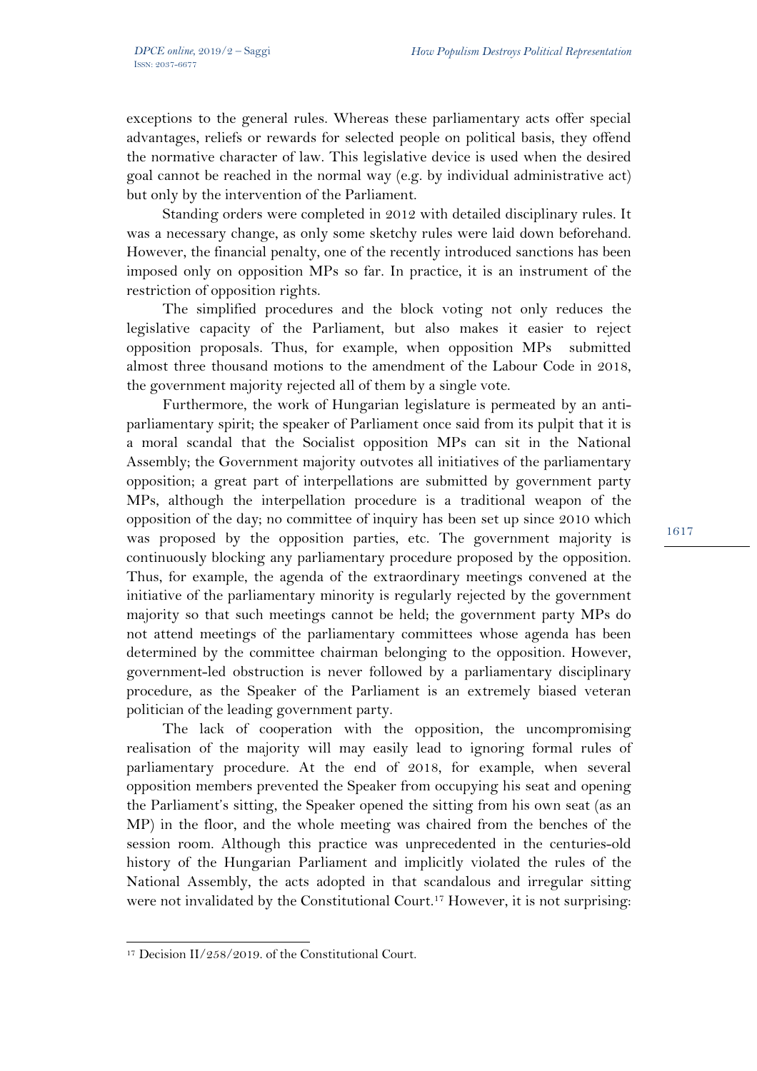exceptions to the general rules. Whereas these parliamentary acts offer special advantages, reliefs or rewards for selected people on political basis, they offend the normative character of law. This legislative device is used when the desired goal cannot be reached in the normal way (e.g. by individual administrative act) but only by the intervention of the Parliament.

Standing orders were completed in 2012 with detailed disciplinary rules. It was a necessary change, as only some sketchy rules were laid down beforehand. However, the financial penalty, one of the recently introduced sanctions has been imposed only on opposition MPs so far. In practice, it is an instrument of the restriction of opposition rights.

The simplified procedures and the block voting not only reduces the legislative capacity of the Parliament, but also makes it easier to reject opposition proposals. Thus, for example, when opposition MPs submitted almost three thousand motions to the amendment of the Labour Code in 2018, the government majority rejected all of them by a single vote.

Furthermore, the work of Hungarian legislature is permeated by an anti-parliamentary spirit; the speaker of Parliament once said from its pulpit that it is a moral scandal that the Socialist opposition MPs can sit in the National Assembly; the Government majority outvotes all initiatives of the parliamentary opposition; a great part of interpellations are submitted by government party MPs, although the interpellation procedure is a traditional weapon of the opposition of the day; no committee of inquiry has been set up since 2010 which was proposed by the opposition parties, etc. The government majority is continuously blocking any parliamentary procedure proposed by the opposition. Thus, for example, the agenda of the extraordinary meetings convened at the initiative of the parliamentary minority is regularly rejected by the government majority so that such meetings cannot be held; the government party MPs do not attend meetings of the parliamentary committees whose agenda has been determined by the committee chairman belonging to the opposition. However, government-led obstruction is never followed by a parliamentary disciplinary procedure, as the Speaker of the Parliament is an extremely biased veteran politician of the leading government party.

The lack of cooperation with the opposition, the uncompromising realisation of the majority will may easily lead to ignoring formal rules of parliamentary procedure. At the end of 2018, for example, when several opposition members prevented the Speaker from occupying his seat and opening the Parliament's sitting, the Speaker opened the sitting from his own seat (as an MP) in the floor, and the whole meeting was chaired from the benches of the session room. Although this practice was unprecedented in the centuries-old history of the Hungarian Parliament and implicitly violated the rules of the National Assembly, the acts adopted in that scandalous and irregular sitting were not invalidated by the Constitutional Court.[17] However, it is not surprising:

[17] Decision II/258/2019. of the Constitutional Court.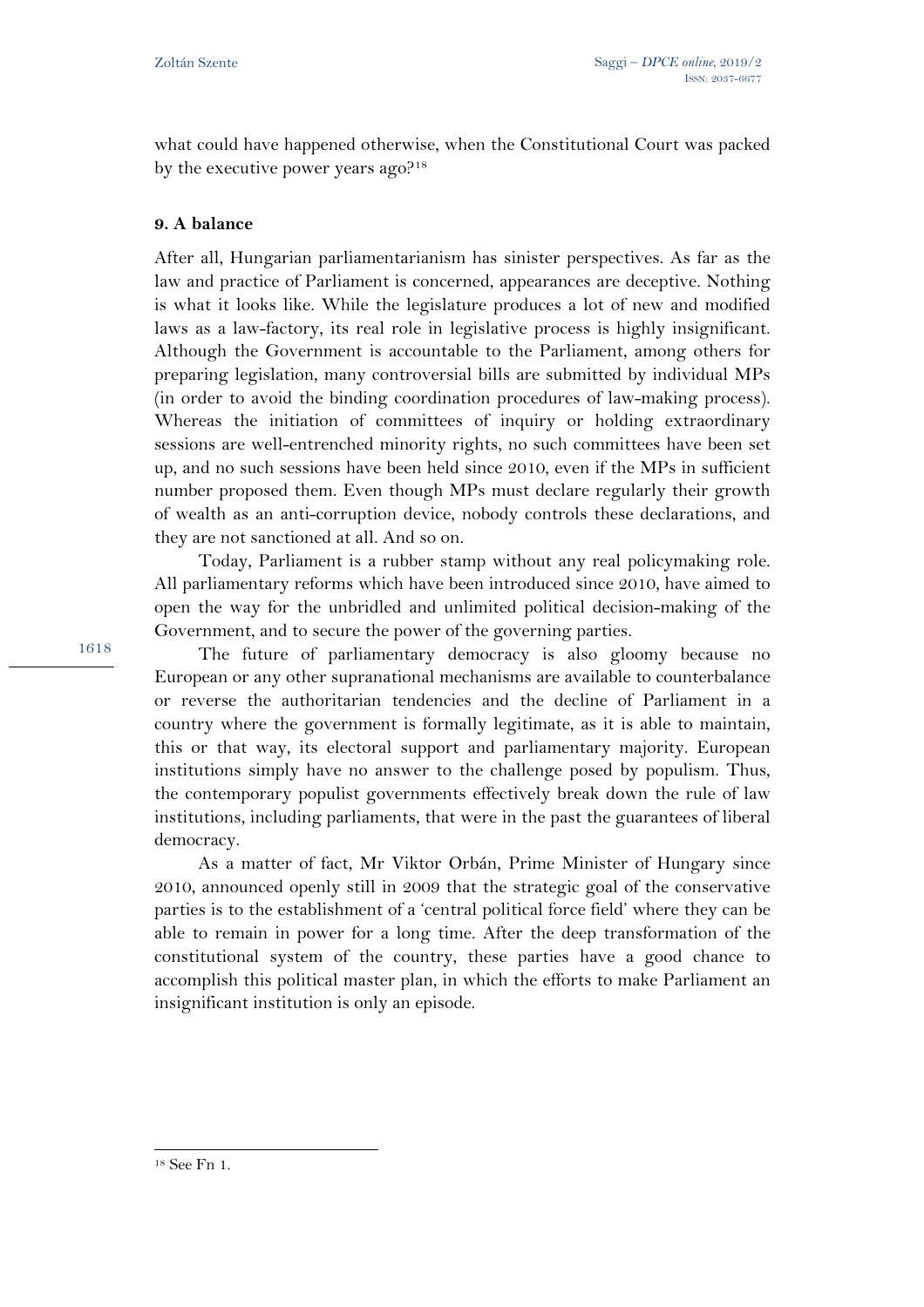what could have happened otherwise, when the Constitutional Court was packed by the executive power years ago?[18]

### 9. A balance

After all, Hungarian parliamentarianism has sinister perspectives. As far as the law and practice of Parliament is concerned, appearances are deceptive. Nothing is what it looks like. While the legislature produces a lot of new and modified laws as a law-factory, its real role in legislative process is highly insignificant. Although the Government is accountable to the Parliament, among others for preparing legislation, many controversial bills are submitted by individual MPs (in order to avoid the binding coordination procedures of law-making process). Whereas the initiation of committees of inquiry or holding extraordinary sessions are well-entrenched minority rights, no such committees have been set up, and no such sessions have been held since 2010, even if the MPs in sufficient number proposed them. Even though MPs must declare regularly their growth of wealth as an anti-corruption device, nobody controls these declarations, and they are not sanctioned at all. And so on.

Today, Parliament is a rubber stamp without any real policymaking role. All parliamentary reforms which have been introduced since 2010, have aimed to open the way for the unbridled and unlimited political decision-making of the Government, and to secure the power of the governing parties.

The future of parliamentary democracy is also gloomy because no European or any other supranational mechanisms are available to counterbalance or reverse the authoritarian tendencies and the decline of Parliament in a country where the government is formally legitimate, as it is able to maintain, this or that way, its electoral support and parliamentary majority. European institutions simply have no answer to the challenge posed by populism. Thus, the contemporary populist governments effectively break down the rule of law institutions, including parliaments, that were in the past the guarantees of liberal democracy.

As a matter of fact, Mr Viktor Orbán, Prime Minister of Hungary since 2010, announced openly still in 2009 that the strategic goal of the conservative parties is to the establishment of a 'central political force field' where they can be able to remain in power for a long time. After the deep transformation of the constitutional system of the country, these parties have a good chance to accomplish this political master plan, in which the efforts to make Parliament an insignificant institution is only an episode.

---

[18] See Fn 1.